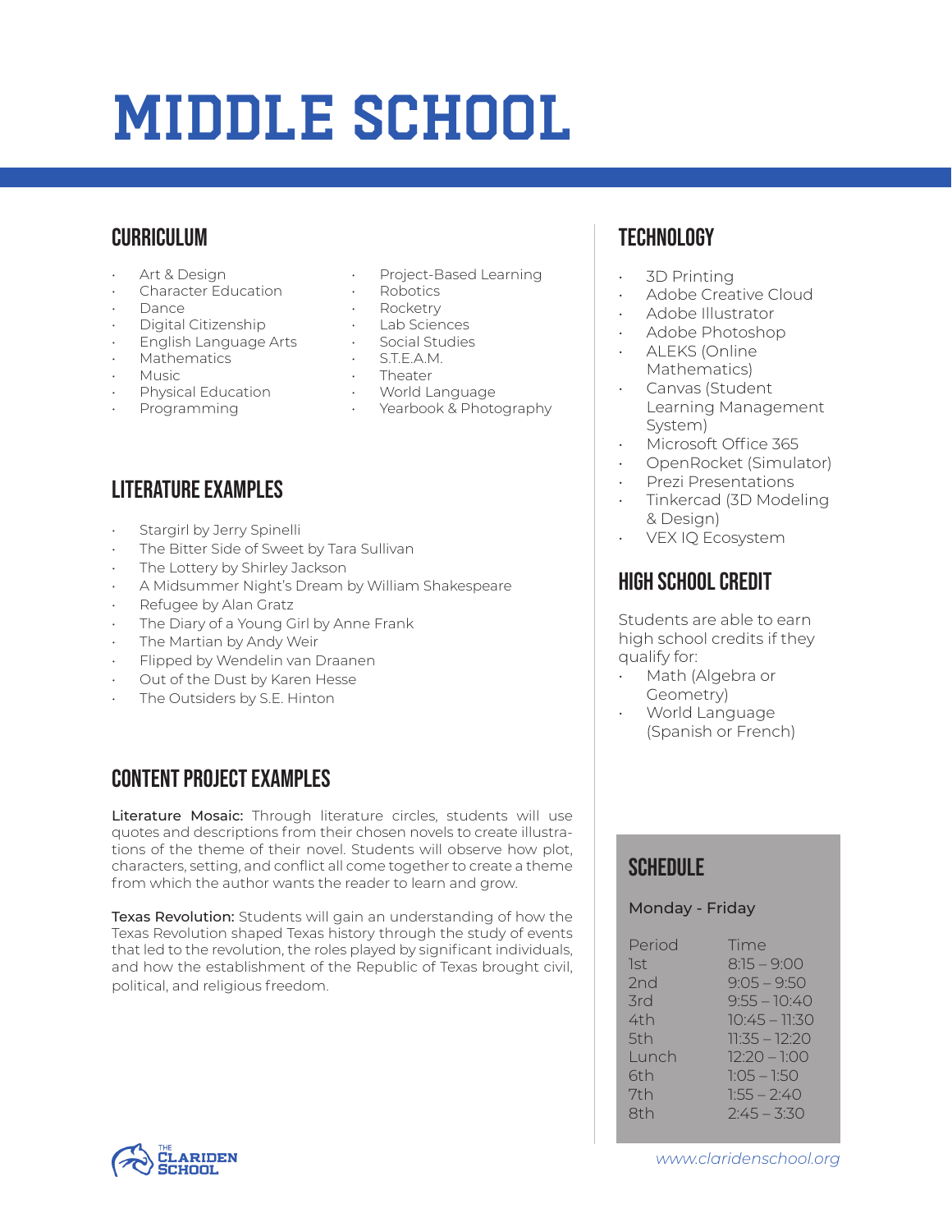# MIDDLE SCHOOL

## CURRICULUM

- Art & Design
- Character Education
- Dance
- Digital Citizenship
- English Language Arts
- Mathematics
- Music
- Physical Education
- Programming
- Project-Based Learning
- Robotics
- Rocketry
- Lab Sciences
- Social Studies
- S.T.E.A.M.
- Theater
- World Language
- Yearbook & Photography

## LITERATURE EXAMPLES

- Stargirl by Jerry Spinelli
- The Bitter Side of Sweet by Tara Sullivan
- The Lottery by Shirley Jackson
- A Midsummer Night's Dream by William Shakespeare
- Refugee by Alan Gratz
- The Diary of a Young Girl by Anne Frank
- The Martian by Andy Weir
- Flipped by Wendelin van Draanen
- Out of the Dust by Karen Hesse
- The Outsiders by S.E. Hinton

## CONTENT PROJECT EXAMPLES

**Literature Mosaic:** Through literature circles, students will use quotes and descriptions from their chosen novels to create illustrations of the theme of their novel. Students will observe how plot, characters, setting, and conflict all come together to create a theme from which the author wants the reader to learn and grow.

**Texas Revolution:** Students will gain an understanding of how the Texas Revolution shaped Texas history through the study of events that led to the revolution, the roles played by significant individuals, and how the establishment of the Republic of Texas brought civil, political, and religious freedom.

## TECHNOLOGY

- 3D Printing
- Adobe Creative Cloud
- Adobe Illustrator
- Adobe Photoshop
- ALEKS (Online Mathematics)
- Canvas (Student Learning Management System)
- Microsoft Office 365
- OpenRocket (Simulator)
- Prezi Presentations
- Tinkercad (3D Modeling & Design)
- VEX IQ Ecosystem

## HIGH SCHOOL CREDIT

Students are able to earn high school credits if they qualify for:

- Math (Algebra or Geometry)
- World Language (Spanish or French)

## SCHEDULE

Monday - Friday

| Period | Time |
| --- | --- |
| 1st | 8:15 – 9:00 |
| 2nd | 9:05 – 9:50 |
| 3rd | 9:55 – 10:40 |
| 4th | 10:45 – 11:30 |
| 5th | 11:35 – 12:20 |
| Lunch | 12:20 – 1:00 |
| 6th | 1:05 – 1:50 |
| 7th | 1:55 – 2:40 |
| 8th | 2:45 – 3:30 |

The Clariden School

www.claridenschool.org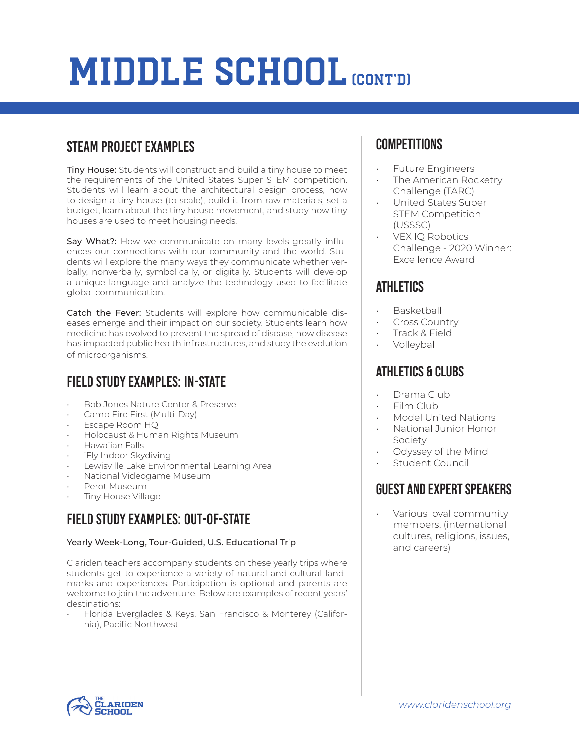# MIDDLE SCHOOL (CONT'D)

## STEAM PROJECT EXAMPLES

**Tiny House:** Students will construct and build a tiny house to meet the requirements of the United States Super STEM competition. Students will learn about the architectural design process, how to design a tiny house (to scale), build it from raw materials, set a budget, learn about the tiny house movement, and study how tiny houses are used to meet housing needs.

**Say What?:** How we communicate on many levels greatly influences our connections with our community and the world. Students will explore the many ways they communicate whether verbally, nonverbally, symbolically, or digitally. Students will develop a unique language and analyze the technology used to facilitate global communication.

**Catch the Fever:** Students will explore how communicable diseases emerge and their impact on our society. Students learn how medicine has evolved to prevent the spread of disease, how disease has impacted public health infrastructures, and study the evolution of microorganisms.

## FIELD STUDY EXAMPLES: IN-STATE

- Bob Jones Nature Center & Preserve
- Camp Fire First (Multi-Day)
- Escape Room HQ
- Holocaust & Human Rights Museum
- Hawaiian Falls
- iFly Indoor Skydiving
- Lewisville Lake Environmental Learning Area
- National Videogame Museum
- Perot Museum
- Tiny House Village

## FIELD STUDY EXAMPLES: OUT-OF-STATE

**Yearly Week-Long, Tour-Guided, U.S. Educational Trip**

Clariden teachers accompany students on these yearly trips where students get to experience a variety of natural and cultural landmarks and experiences. Participation is optional and parents are welcome to join the adventure. Below are examples of recent years' destinations:

- Florida Everglades & Keys, San Francisco & Monterey (California), Pacific Northwest

## COMPETITIONS

- Future Engineers
- The American Rocketry Challenge (TARC)
- United States Super STEM Competition (USSSC)
- VEX IQ Robotics Challenge - 2020 Winner: Excellence Award

## ATHLETICS

- Basketball
- Cross Country
- Track & Field
- Volleyball

## ATHLETICS & CLUBS

- Drama Club
- Film Club
- Model United Nations
- National Junior Honor Society
- Odyssey of the Mind
- Student Council

## GUEST AND EXPERT SPEAKERS

- Various loval community members, (international cultures, religions, issues, and careers)